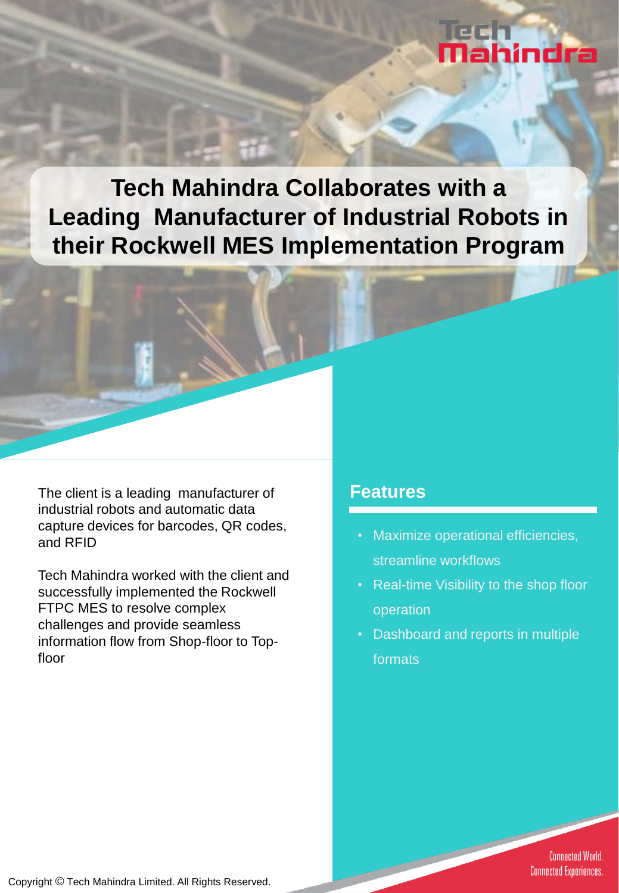# Tech Mahindra Collaborates with a Leading Manufacturer of Industrial Robots in their Rockwell MES Implementation Program

The client is a leading manufacturer of industrial robots and automatic data capture devices for barcodes, QR codes, and RFID

Tech Mahindra worked with the client and successfully implemented the Rockwell FTPC MES to resolve complex challenges and provide seamless information flow from Shop-floor to Top-floor

## Features

- Maximize operational efficiencies, streamline workflows
- Real-time Visibility to the shop floor operation
- Dashboard and reports in multiple formats

Connected World. Connected Experiences.

Copyright © Tech Mahindra Limited. All Rights Reserved.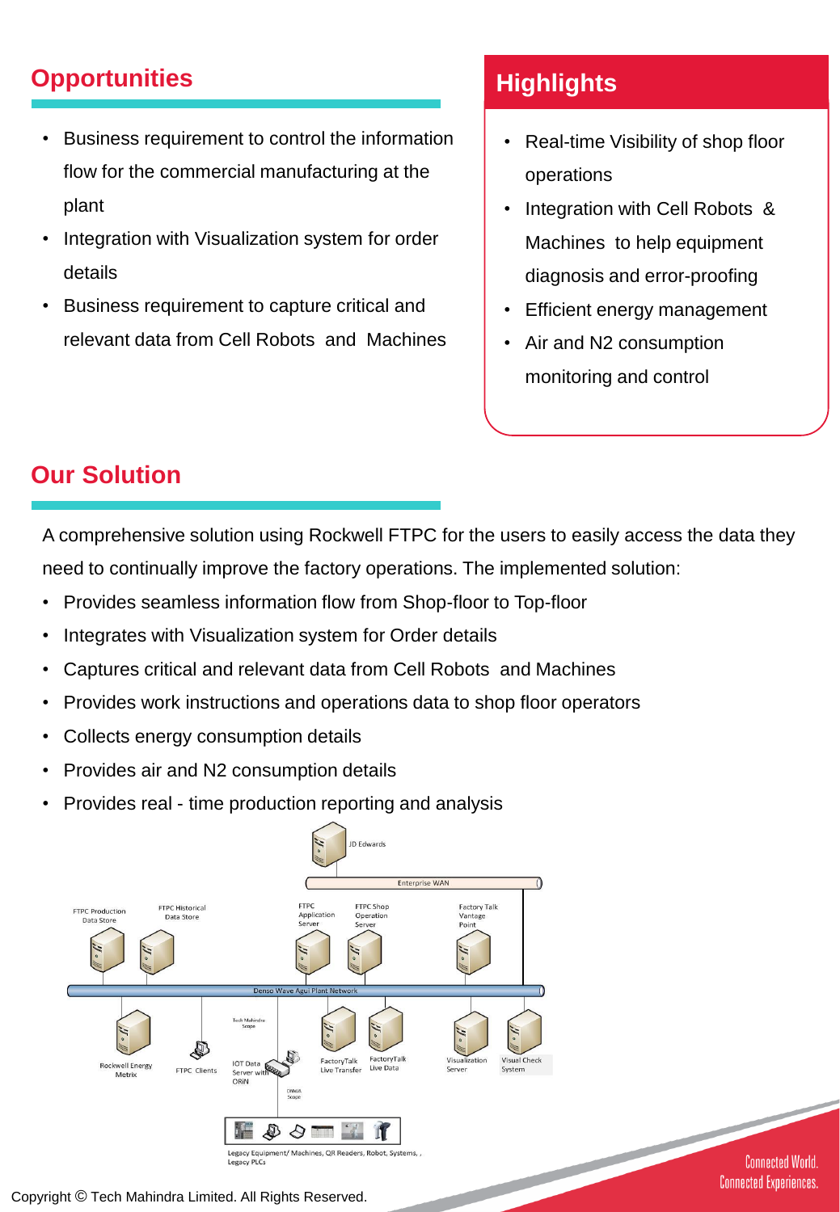## Opportunities

- Business requirement to control the information flow for the commercial manufacturing at the plant
- Integration with Visualization system for order details
- Business requirement to capture critical and relevant data from Cell Robots and Machines

## Highlights

- Real-time Visibility of shop floor operations
- Integration with Cell Robots & Machines to help equipment diagnosis and error-proofing
- Efficient energy management
- Air and N2 consumption monitoring and control

## Our Solution

A comprehensive solution using Rockwell FTPC for the users to easily access the data they need to continually improve the factory operations. The implemented solution:

- Provides seamless information flow from Shop-floor to Top-floor
- Integrates with Visualization system for Order details
- Captures critical and relevant data from Cell Robots and Machines
- Provides work instructions and operations data to shop floor operators
- Collects energy consumption details
- Provides air and N2 consumption details
- Provides real - time production reporting and analysis

JD Edwards
Enterprise WAN
FTPC Production Data Store
FTPC Historical Data Store
FTPC Application Server
FTPC Shop Operation Server
Factory Talk Vantage Point
Denso Wave Agui Plant Network
Tech Mahindra Scope
Rockwell Energy Metrix
FTPC Clients
IOT Data Server with ORiN
DENSO Scope
FactoryTalk Live Transfer
FactoryTalk Live Data
Visualization Server
Visual Check System
Legacy Equipment/ Machines, QR Readers, Robot, Systems, , Legacy PLCs

Connected World. Connected Experiences.

Copyright © Tech Mahindra Limited. All Rights Reserved.